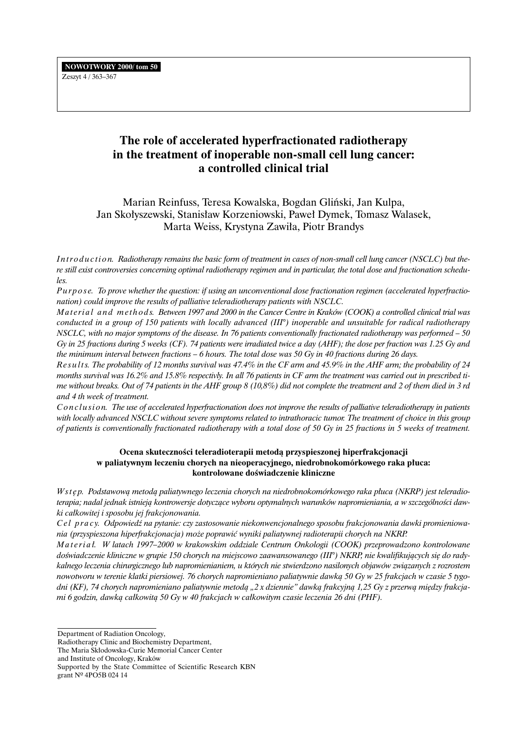# The role of accelerated hyperfractionated radiotherapy in the treatment of inoperable non-small cell lung cancer: a controlled clinical trial

Marian Reinfuss, Teresa Kowalska, Bogdan Gliński, Jan Kulpa, Jan Skołyszewski, Stanisław Korzeniowski, Paweł Dymek, Tomasz Walasek, Marta Weiss, Krystyna Zawiła, Piotr Brandys

*Introduction. Radiotherapy remains the basic form of treatment in cases of non-small cell lung cancer (NSCLC) but there still exist controversies concerning optimal radiotherapy regimen and in particular, the total dose and fractionation schedules.*

*Purpose. To prove whether the question: if using an unconventional dose fractionation regimen (accelerated hyperfractionation) could improve the results of palliative teleradiotherapy patients with NSCLC.*

*Material and methods. Between 1997 and 2000 in the Cancer Centre in Kraków (COOK) a controlled clinical trial was conducted in a group of 150 patients with locally advanced (III°) inoperable and unsuitable for radical radiotherapy NSCLC, with no major symptoms of the disease. In 76 patients conventionally fractionated radiotherapy was performed – 50 Gy in 25 fractions during 5 weeks (CF). 74 patients were irradiated twice a day (AHF); the dose per fraction was 1.25 Gy and the minimum interval between fractions – 6 hours. The total dose was 50 Gy in 40 fractions during 26 days.*

*Results. The probability of 12 months survival was 47.4% in the CF arm and 45.9% in the AHF arm; the probability of 24 months survival was 16.2% and 15.8% respectivly. In all 76 patients in CF arm the treatment was carried out in prescribed time without breaks. Out of 74 patients in the AHF group 8 (10,8%) did not complete the treatment and 2 of them died in 3 rd and 4 th week of treatment.*

*Conclusion. The use of accelerated hyperfractionation does not improve the results of palliative teleradiotherapy in patients with locally advanced NSCLC without severe symptoms related to intrathoracic tumor. The treatment of choice in this group of patients is conventionally fractionated radiotherapy with a total dose of 50 Gy in 25 fractions in 5 weeks of treatment.*

### Ocena skuteczności teleradioterapii metodą przyspieszonej hiperfrakcjonacji w paliatywnym leczeniu chorych na nieoperacyjnego, niedrobnokomórkowego raka płuca: kontrolowane doświadczenie kliniczne

*Wstęp. Podstawową metodą paliatywnego leczenia chorych na niedrobnokomórkowego raka płuca (NKRP) jest teleradioterapia; nadal jednak istnieją kontrowersje dotyczące wyboru optymalnych warunków napromieniania, a w szczególności dawki całkowitej i sposobu jej frakcjonowania.*

*Cel pracy. Odpowiedź na pytanie: czy zastosowanie niekonwencjonalnego sposobu frakcjonowania dawki promieniowania (przyspieszona hiperfrakcjonacja) może poprawić wyniki paliatywnej radioterapii chorych na NKRP.*

*Materiał. W latach 1997–2000 w krakowskim oddziale Centrum Onkologii (COOK) przeprowadzono kontrolowane doświadczenie kliniczne w grupie 150 chorych na miejscowo zaawansowanego (III°) NKRP, nie kwalifikujących się do radykalnego leczenia chirurgicznego lub napromienianiem, u których nie stwierdzono nasilonych objawów związanych z rozrostem nowotworu w terenie klatki piersiowej. 76 chorych napromieniano paliatywnie dawką 50 Gy w 25 frakcjach w czasie 5 tygodni (KF), 74 chorych napromieniano paliatywnie metodą „2 x dziennie" dawką frakcyjną 1,25 Gy z przerwą między frakcjami 6 godzin, dawką całkowitą 50 Gy w 40 frakcjach w całkowitym czasie leczenia 26 dni (PHF).*

---

Department of Radiation Oncology,
Radiotherapy Clinic and Biochemistry Department,
The Maria Skłodowska-Curie Memorial Cancer Center
and Institute of Oncology, Kraków
Supported by the State Committee of Scientific Research KBN
grant Nº 4PO5B 024 14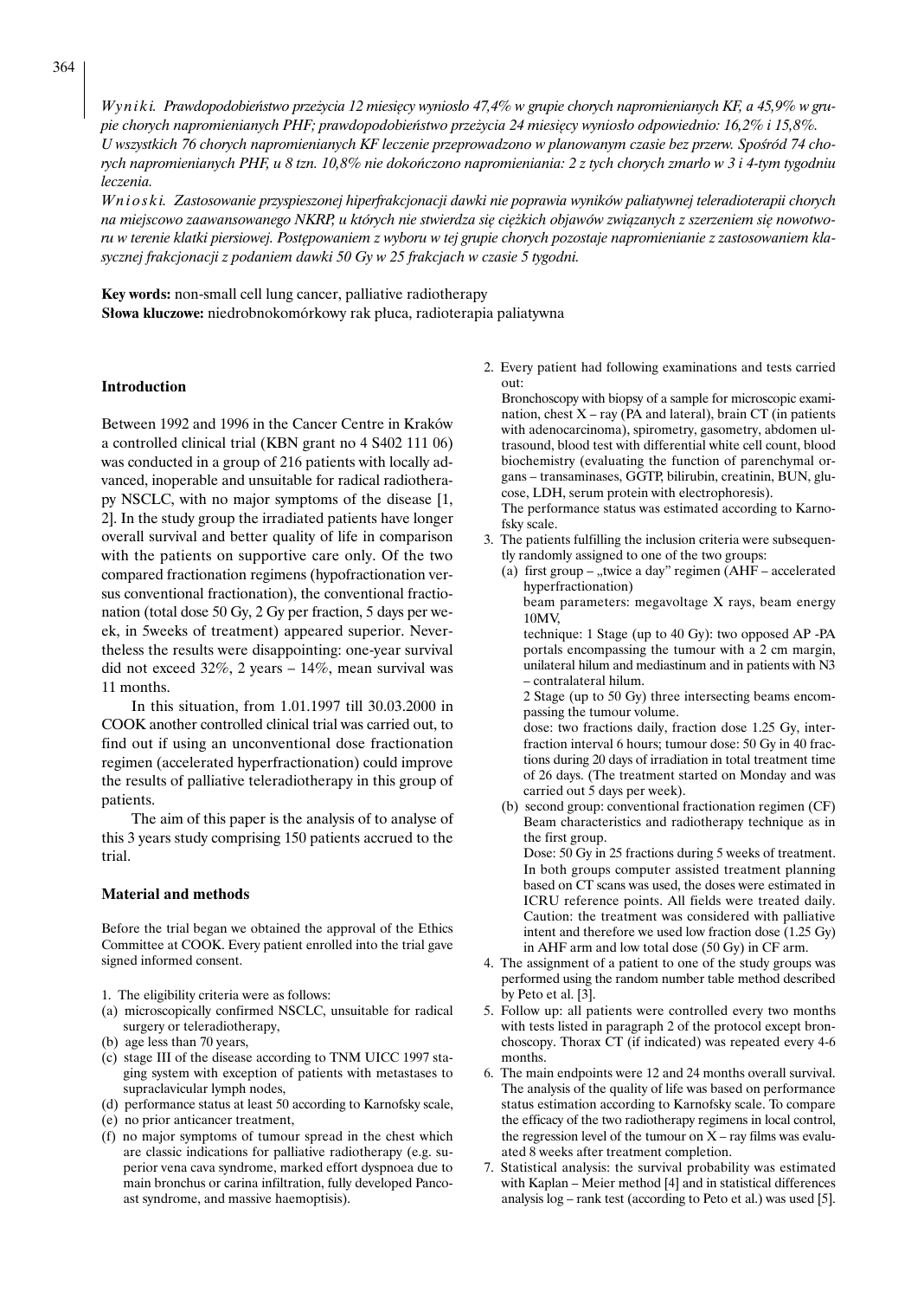*Wyniki. Prawdopodobieństwo przeżycia 12 miesięcy wyniosło 47,4% w grupie chorych napromienianych KF, a 45,9% w grupie chorych napromienianych PHF; prawdopodobieństwo przeżycia 24 miesięcy wyniosło odpowiednio: 16,2% i 15,8%. U wszystkich 76 chorych napromienianych KF leczenie przeprowadzono w planowanym czasie bez przerw. Spośród 74 chorych napromienianych PHF, u 8 tzn. 10,8% nie dokończono napromieniania: 2 z tych chorych zmarło w 3 i 4-tym tygodniu leczenia.*

*Wnioski. Zastosowanie przyspieszonej hiperfrakcjonacji dawki nie poprawia wyników paliatywnej teleradioterapii chorych na miejscowo zaawansowanego NKRP, u których nie stwierdza się ciężkich objawów związanych z szerzeniem się nowotworu w terenie klatki piersiowej. Postępowaniem z wyboru w tej grupie chorych pozostaje napromienianie z zastosowaniem klasycznej frakcjonacji z podaniem dawki 50 Gy w 25 frakcjach w czasie 5 tygodni.*

**Key words:** non-small cell lung cancer, palliative radiotherapy
**Słowa kluczowe:** niedrobnokomórkowy rak płuca, radioterapia paliatywna

## Introduction

Between 1992 and 1996 in the Cancer Centre in Kraków a controlled clinical trial (KBN grant no 4 S402 111 06) was conducted in a group of 216 patients with locally advanced, inoperable and unsuitable for radical radiotherapy NSCLC, with no major symptoms of the disease [1, 2]. In the study group the irradiated patients have longer overall survival and better quality of life in comparison with the patients on supportive care only. Of the two compared fractionation regimens (hypofractionation versus conventional fractionation), the conventional fractionation (total dose 50 Gy, 2 Gy per fraction, 5 days per week, in 5weeks of treatment) appeared superior. Nevertheless the results were disappointing: one-year survival did not exceed 32%, 2 years – 14%, mean survival was 11 months.

In this situation, from 1.01.1997 till 30.03.2000 in COOK another controlled clinical trial was carried out, to find out if using an unconventional dose fractionation regimen (accelerated hyperfractionation) could improve the results of palliative teleradiotherapy in this group of patients.

The aim of this paper is the analysis of to analyse of this 3 years study comprising 150 patients accrued to the trial.

## Material and methods

Before the trial began we obtained the approval of the Ethics Committee at COOK. Every patient enrolled into the trial gave signed informed consent.

1. The eligibility criteria were as follows:
   (a) microscopically confirmed NSCLC, unsuitable for radical surgery or teleradiotherapy,
   (b) age less than 70 years,
   (c) stage III of the disease according to TNM UICC 1997 staging system with exception of patients with metastases to supraclavicular lymph nodes,
   (d) performance status at least 50 according to Karnofsky scale,
   (e) no prior anticancer treatment,
   (f) no major symptoms of tumour spread in the chest which are classic indications for palliative radiotherapy (e.g. superior vena cava syndrome, marked effort dyspnoea due to main bronchus or carina infiltration, fully developed Pancoast syndrome, and massive haemoptysis).
2. Every patient had following examinations and tests carried out:
   Bronchoscopy with biopsy of a sample for microscopic examination, chest X – ray (PA and lateral), brain CT (in patients with adenocarcinoma), spirometry, gasometry, abdomen ultrasound, blood test with differential white cell count, blood biochemistry (evaluating the function of parenchymal organs – transaminases, GGTP, bilirubin, creatinin, BUN, glucose, LDH, serum protein with electrophoresis).
   The performance status was estimated according to Karnofsky scale.
3. The patients fulfilling the inclusion criteria were subsequently randomly assigned to one of the two groups:
   (a) first group – „twice a day" regimen (AHF – accelerated hyperfractionation)
   beam parameters: megavoltage X rays, beam energy 10MV,
   technique: 1 Stage (up to 40 Gy): two opposed AP -PA portals encompassing the tumour with a 2 cm margin, unilateral hilum and mediastinum and in patients with N3 – contralateral hilum.
   2 Stage (up to 50 Gy) three intersecting beams encompassing the tumour volume.
   dose: two fractions daily, fraction dose 1.25 Gy, interfraction interval 6 hours; tumour dose: 50 Gy in 40 fractions during 20 days of irradiation in total treatment time of 26 days. (The treatment started on Monday and was carried out 5 days per week).
   (b) second group: conventional fractionation regimen (CF)
   Beam characteristics and radiotherapy technique as in the first group.
   Dose: 50 Gy in 25 fractions during 5 weeks of treatment.
   In both groups computer assisted treatment planning based on CT scans was used, the doses were estimated in ICRU reference points. All fields were treated daily.
   Caution: the treatment was considered with palliative intent and therefore we used low fraction dose (1.25 Gy) in AHF arm and low total dose (50 Gy) in CF arm.
4. The assignment of a patient to one of the study groups was performed using the random number table method described by Peto et al. [3].
5. Follow up: all patients were controlled every two months with tests listed in paragraph 2 of the protocol except bronchoscopy. Thorax CT (if indicated) was repeated every 4-6 months.
6. The main endpoints were 12 and 24 months overall survival. The analysis of the quality of life was based on performance status estimation according to Karnofsky scale. To compare the efficacy of the two radiotherapy regimens in local control, the regression level of the tumour on X – ray films was evaluated 8 weeks after treatment completion.
7. Statistical analysis: the survival probability was estimated with Kaplan – Meier method [4] and in statistical differences analysis log – rank test (according to Peto et al.) was used [5].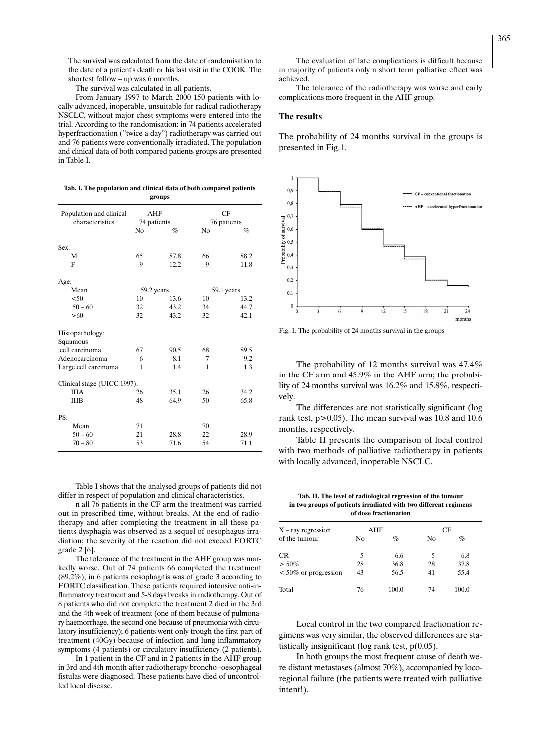The survival was calculated from the date of randomisation to the date of a patient's death or his last visit in the COOK. The shortest follow – up was 6 months.

The survival was calculated in all patients.

From January 1997 to March 2000 150 patients with locally advanced, inoperable, unsuitable for radical radiotherapy NSCLC, without major chest symptoms were entered into the trial. According to the randomisation: in 74 patients accelerated hyperfractionation ("twice a day") radiotherapy was carried out and 76 patients were conventionally irradiated. The population and clinical data of both compared patients groups are presented in Table I.

**Tab. I. The population and clinical data of both compared patients groups**

| Population and clinical characteristics | AHF 74 patients | | CF 76 patients | |
|---|---|---|---|---|
| | No | % | No | % |
| Sex: | | | | |
| M | 65 | 87.8 | 66 | 88.2 |
| F | 9 | 12.2 | 9 | 11.8 |
| Age: | | | | |
| Mean | 59.2 years | | 59.1 years | |
| <50 | 10 | 13.6 | 10 | 13.2 |
| 50 – 60 | 32 | 43.2 | 34 | 44.7 |
| >60 | 32 | 43.2 | 32 | 42.1 |
| Histopathology: | | | | |
| Squamous cell carcinoma | 67 | 90.5 | 68 | 89.5 |
| Adenocarcinoma | 6 | 8.1 | 7 | 9.2 |
| Large cell carcinoma | 1 | 1.4 | 1 | 1.3 |
| Clinical stage (UICC 1997): | | | | |
| IIIA | 26 | 35.1 | 26 | 34.2 |
| IIIB | 48 | 64.9 | 50 | 65.8 |
| PS: | | | | |
| Mean | 71 | | 70 | |
| 50 – 60 | 21 | 28.8 | 22 | 28.9 |
| 70 – 80 | 53 | 71.6 | 54 | 71.1 |

Table I shows that the analysed groups of patients did not differ in respect of population and clinical characteristics.

n all 76 patients in the CF arm the treatment was carried out in prescribed time, without breaks. At the end of radiotherapy and after completing the treatment in all these patients dysphagia was observed as a sequel of oesophagus irradiation; the severity of the reaction did not exceed EORTC grade 2 [6].

The tolerance of the treatment in the AHF group was markedly worse. Out of 74 patients 66 completed the treatment (89.2%); in 6 patients oesophagitis was of grade 3 according to EORTC classification. These patients required intensive anti-inflammatory treatment and 5-8 days breaks in radiotherapy. Out of 8 patients who did not complete the treatment 2 died in the 3rd and the 4th week of treatment (one of them because of pulmonary haemorrhage, the second one because of pneumonia with circulatory insufficiency); 6 patients went only trough the first part of treatment (40Gy) because of infection and lung inflammatory symptoms (4 patients) or circulatory insufficiency (2 patients).

In 1 patient in the CF and in 2 patients in the AHF group in 3rd and 4th month after radiotherapy broncho -oesophageal fistulas were diagnosed. These patients have died of uncontrolled local disease.

The evaluation of late complications is difficult because in majority of patients only a short term palliative effect was achieved.

The tolerance of the radiotherapy was worse and early complications more frequent in the AHF group.

## The results

The probability of 24 months survival in the groups is presented in Fig.1.

Fig. 1. The probability of 24 months survival in the groups

The probability of 12 months survival was 47.4% in the CF arm and 45.9% in the AHF arm; the probability of 24 months survival was 16.2% and 15.8%, respectively.

The differences are not statistically significant (log rank test, $p>0.05$). The mean survival was 10.8 and 10.6 months, respectively.

Table II presents the comparison of local control with two methods of palliative radiotherapy in patients with locally advanced, inoperable NSCLC.

**Tab. II. The level of radiological regression of the tumour in two groups of patients irradiated with two different regimens of dose fractionation**

| X – ray regression of the tumour | AHF | | CF | |
|---|---|---|---|---|
| | No | % | No | % |
| CR | 5 | 6.6 | 5 | 6.8 |
| > 50% | 28 | 36.8 | 28 | 37.8 |
| < 50% or progression | 43 | 56.5 | 41 | 55.4 |
| Total | 76 | 100.0 | 74 | 100.0 |

Local control in the two compared fractionation regimens was very similar, the observed differences are statistically insignificant (log rank test, p(0.05).

In both groups the most frequent cause of death were distant metastases (almost 70%), accompanied by locoregional failure (the patients were treated with palliative intent!).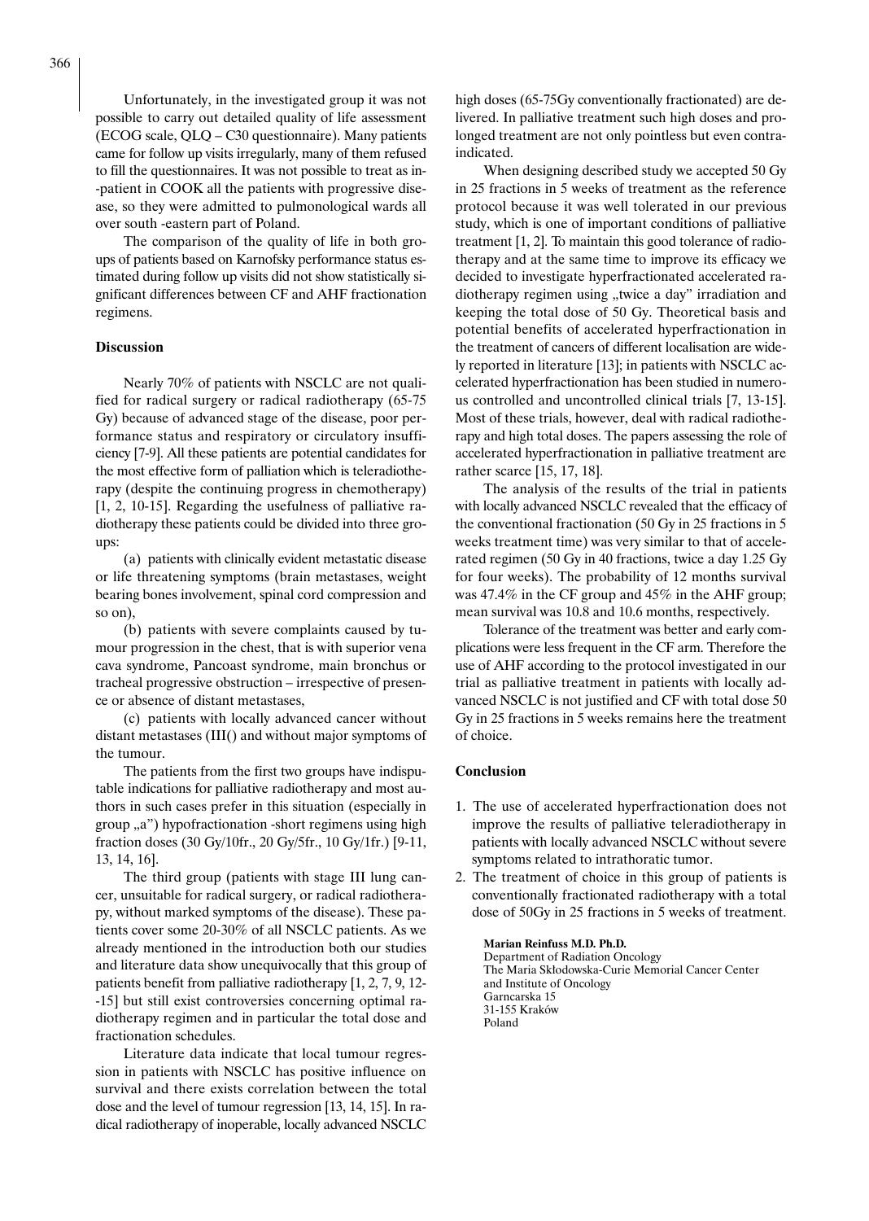Unfortunately, in the investigated group it was not possible to carry out detailed quality of life assessment (ECOG scale, QLQ – C30 questionnaire). Many patients came for follow up visits irregularly, many of them refused to fill the questionnaires. It was not possible to treat as in-patient in COOK all the patients with progressive disease, so they were admitted to pulmonological wards all over south-eastern part of Poland.

The comparison of the quality of life in both groups of patients based on Karnofsky performance status estimated during follow up visits did not show statistically significant differences between CF and AHF fractionation regimens.

## Discussion

Nearly 70% of patients with NSCLC are not qualified for radical surgery or radical radiotherapy (65-75 Gy) because of advanced stage of the disease, poor performance status and respiratory or circulatory insufficiency [7-9]. All these patients are potential candidates for the most effective form of palliation which is teleradiotherapy (despite the continuing progress in chemotherapy) [1, 2, 10-15]. Regarding the usefulness of palliative radiotherapy these patients could be divided into three groups:

(a) patients with clinically evident metastatic disease or life threatening symptoms (brain metastases, weight bearing bones involvement, spinal cord compression and so on),

(b) patients with severe complaints caused by tumour progression in the chest, that is with superior vena cava syndrome, Pancoast syndrome, main bronchus or tracheal progressive obstruction – irrespective of presence or absence of distant metastases,

(c) patients with locally advanced cancer without distant metastases (III() and without major symptoms of the tumour.

The patients from the first two groups have indisputable indications for palliative radiotherapy and most authors in such cases prefer in this situation (especially in group „a") hypofractionation -short regimens using high fraction doses (30 Gy/10fr., 20 Gy/5fr., 10 Gy/1fr.) [9-11, 13, 14, 16].

The third group (patients with stage III lung cancer, unsuitable for radical surgery, or radical radiotherapy, without marked symptoms of the disease). These patients cover some 20-30% of all NSCLC patients. As we already mentioned in the introduction both our studies and literature data show unequivocally that this group of patients benefit from palliative radiotherapy [1, 2, 7, 9, 12-15] but still exist controversies concerning optimal radiotherapy regimen and in particular the total dose and fractionation schedules.

Literature data indicate that local tumour regression in patients with NSCLC has positive influence on survival and there exists correlation between the total dose and the level of tumour regression [13, 14, 15]. In radical radiotherapy of inoperable, locally advanced NSCLC high doses (65-75Gy conventionally fractionated) are delivered. In palliative treatment such high doses and prolonged treatment are not only pointless but even contraindicated.

When designing described study we accepted 50 Gy in 25 fractions in 5 weeks of treatment as the reference protocol because it was well tolerated in our previous study, which is one of important conditions of palliative treatment [1, 2]. To maintain this good tolerance of radiotherapy and at the same time to improve its efficacy we decided to investigate hyperfractionated accelerated radiotherapy regimen using „twice a day" irradiation and keeping the total dose of 50 Gy. Theoretical basis and potential benefits of accelerated hyperfractionation in the treatment of cancers of different localisation are widely reported in literature [13]; in patients with NSCLC accelerated hyperfractionation has been studied in numerous controlled and uncontrolled clinical trials [7, 13-15]. Most of these trials, however, deal with radical radiotherapy and high total doses. The papers assessing the role of accelerated hyperfractionation in palliative treatment are rather scarce [15, 17, 18].

The analysis of the results of the trial in patients with locally advanced NSCLC revealed that the efficacy of the conventional fractionation (50 Gy in 25 fractions in 5 weeks treatment time) was very similar to that of accelerated regimen (50 Gy in 40 fractions, twice a day 1.25 Gy for four weeks). The probability of 12 months survival was 47.4% in the CF group and 45% in the AHF group; mean survival was 10.8 and 10.6 months, respectively.

Tolerance of the treatment was better and early complications were less frequent in the CF arm. Therefore the use of AHF according to the protocol investigated in our trial as palliative treatment in patients with locally advanced NSCLC is not justified and CF with total dose 50 Gy in 25 fractions in 5 weeks remains here the treatment of choice.

## Conclusion

1. The use of accelerated hyperfractionation does not improve the results of palliative teleradiotherapy in patients with locally advanced NSCLC without severe symptoms related to intrathoratic tumor.
2. The treatment of choice in this group of patients is conventionally fractionated radiotherapy with a total dose of 50Gy in 25 fractions in 5 weeks of treatment.

**Marian Reinfuss M.D. Ph.D.**
Department of Radiation Oncology
The Maria Skłodowska-Curie Memorial Cancer Center
and Institute of Oncology
Garncarska 15
31-155 Kraków
Poland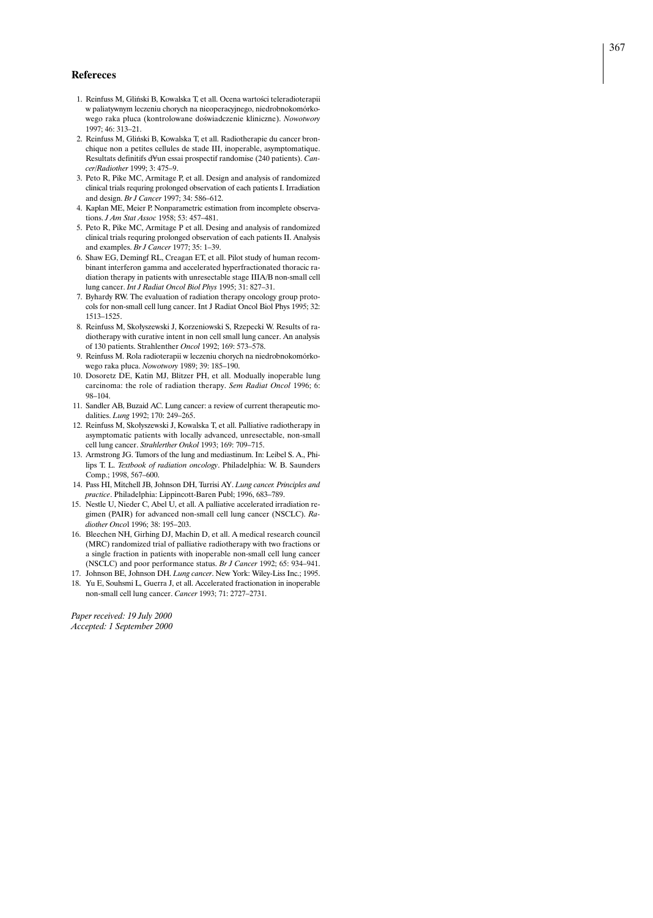## Refereces

1. Reinfuss M, Gliński B, Kowalska T, et all. Ocena wartości teleradioterapii w paliatywnym leczeniu chorych na nieoperacyjnego, niedrobnokomórkowego raka płuca (kontrolowane doświadczenie kliniczne). *Nowotwory* 1997; 46: 313–21.
2. Reinfuss M, Gliński B, Kowalska T, et all. Radiotherapie du cancer bronchique non a petites cellules de stade III, inoperable, asymptomatique. Resultats definitifs d¥un essai prospectif randomise (240 patients). *Cancer/Radiother* 1999; 3: 475–9.
3. Peto R, Pike MC, Armitage P, et all. Design and analysis of randomized clinical trials requring prolonged observation of each patients I. Irradiation and design. *Br J Cancer* 1997; 34: 586–612.
4. Kaplan ME, Meier P. Nonparametric estimation from incomplete observations. *J Am Stat Assoc* 1958; 53: 457–481.
5. Peto R, Pike MC, Armitage P et all. Desing and analysis of randomized clinical trials requring prolonged observation of each patients II. Analysis and examples. *Br J Cancer* 1977; 35: 1–39.
6. Shaw EG, Demingf RL, Creagan ET, et all. Pilot study of human recombinant interferon gamma and accelerated hyperfractionated thoracic radiation therapy in patients with unresectable stage IIIA/B non-small cell lung cancer. *Int J Radiat Oncol Biol Phys* 1995; 31: 827–31.
7. Byhardy RW. The evaluation of radiation therapy oncology group protocols for non-small cell lung cancer. Int J Radiat Oncol Biol Phys 1995; 32: 1513–1525.
8. Reinfuss M, Skołyszewski J, Korzeniowski S, Rzepecki W. Results of radiotherapy with curative intent in non cell small lung cancer. An analysis of 130 patients. Strahlenther *Oncol* 1992; 169: 573–578.
9. Reinfuss M. Rola radioterapii w leczeniu chorych na niedrobnokomórkowego raka płuca. *Nowotwory* 1989; 39: 185–190.
10. Dosoretz DE, Katin MJ, Blitzer PH, et all. Modually inoperable lung carcinoma: the role of radiation therapy. *Sem Radiat Oncol* 1996; 6: 98–104.
11. Sandler AB, Buzaid AC. Lung cancer: a review of current therapeutic modalities. *Lung* 1992; 170: 249–265.
12. Reinfuss M, Skołyszewski J, Kowalska T, et all. Palliative radiotherapy in asymptomatic patients with locally advanced, unresectable, non-small cell lung cancer. *Strahlerther Onkol* 1993; 169: 709–715.
13. Armstrong JG. Tumors of the lung and mediastinum. In: Leibel S. A., Philips T. L. *Textbook of radiation oncology*. Philadelphia: W. B. Saunders Comp.; 1998, 567–600.
14. Pass HI, Mitchell JB, Johnson DH, Turrisi AY. *Lung cancer. Principles and practice*. Philadelphia: Lippincott-Baren Publ; 1996, 683–789.
15. Nestle U, Nieder C, Abel U, et all. A palliative accelerated irradiation regimen (PAIR) for advanced non-small cell lung cancer (NSCLC). *Radiother Onco*l 1996; 38: 195–203.
16. Bleechen NH, Girhing DJ, Machin D, et all. A medical research council (MRC) randomized trial of palliative radiotherapy with two fractions or a single fraction in patients with inoperable non-small cell lung cancer (NSCLC) and poor performance status. *Br J Cancer* 1992; 65: 934–941.
17. Johnson BE, Johnson DH. *Lung cancer*. New York: Wiley-Liss Inc.; 1995.
18. Yu E, Souhsmi L, Guerra J, et all. Accelerated fractionation in inoperable non-small cell lung cancer. *Cancer* 1993; 71: 2727–2731.

*Paper received: 19 July 2000*
*Accepted: 1 September 2000*